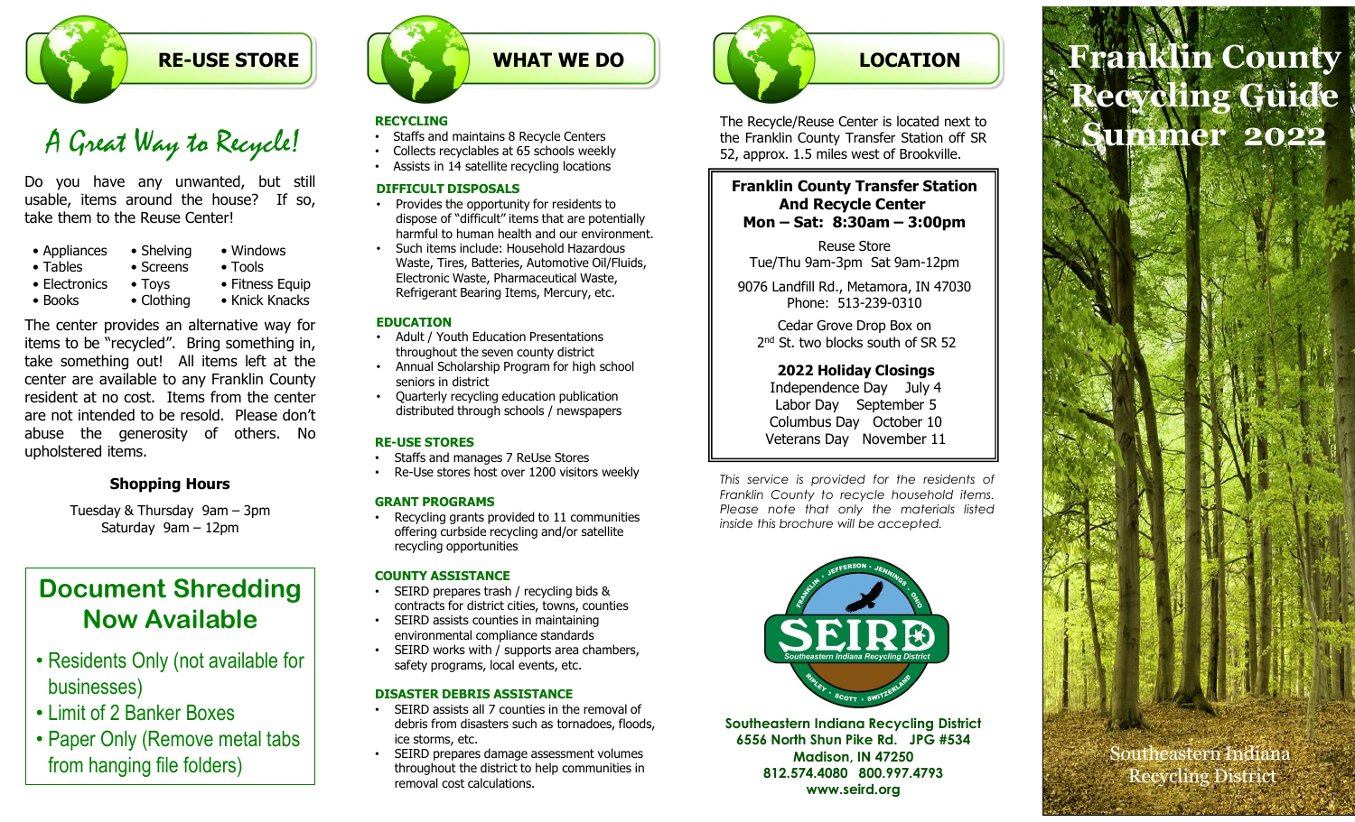## RE-USE STORE

*A Great Way to Recycle!*

Do you have any unwanted, but still usable, items around the house? If so, take them to the Reuse Center!

- Appliances
- Tables
- Electronics
- Books
- Shelving
- Screens
- Toys
- Clothing
- Windows
- Tools
- Fitness Equip
- Knick Knacks

The center provides an alternative way for items to be "recycled". Bring something in, take something out! All items left at the center are available to any Franklin County resident at no cost. Items from the center are not intended to be resold. Please don't abuse the generosity of others. No upholstered items.

**Shopping Hours**

Tuesday & Thursday 9am – 3pm
Saturday 9am – 12pm

### Document Shredding Now Available

- Residents Only (not available for businesses)
- Limit of 2 Banker Boxes
- Paper Only (Remove metal tabs from hanging file folders)

## WHAT WE DO

**RECYCLING**

- Staffs and maintains 8 Recycle Centers
- Collects recyclables at 65 schools weekly
- Assists in 14 satellite recycling locations

**DIFFICULT DISPOSALS**

- Provides the opportunity for residents to dispose of "difficult" items that are potentially harmful to human health and our environment.
- Such items include: Household Hazardous Waste, Tires, Batteries, Automotive Oil/Fluids, Electronic Waste, Pharmaceutical Waste, Refrigerant Bearing Items, Mercury, etc.

**EDUCATION**

- Adult / Youth Education Presentations throughout the seven county district
- Annual Scholarship Program for high school seniors in district
- Quarterly recycling education publication distributed through schools / newspapers

**RE-USE STORES**

- Staffs and manages 7 ReUse Stores
- Re-Use stores host over 1200 visitors weekly

**GRANT PROGRAMS**

- Recycling grants provided to 11 communities offering curbside recycling and/or satellite recycling opportunities

**COUNTY ASSISTANCE**

- SEIRD prepares trash / recycling bids & contracts for district cities, towns, counties
- SEIRD assists counties in maintaining environmental compliance standards
- SEIRD works with / supports area chambers, safety programs, local events, etc.

**DISASTER DEBRIS ASSISTANCE**

- SEIRD assists all 7 counties in the removal of debris from disasters such as tornadoes, floods, ice storms, etc.
- SEIRD prepares damage assessment volumes throughout the district to help communities in removal cost calculations.

## LOCATION

The Recycle/Reuse Center is located next to the Franklin County Transfer Station off SR 52, approx. 1.5 miles west of Brookville.

**Franklin County Transfer Station And Recycle Center**
**Mon – Sat: 8:30am – 3:00pm**

Reuse Store
Tue/Thu 9am-3pm Sat 9am-12pm

9076 Landfill Rd., Metamora, IN 47030
Phone: 513-239-0310

Cedar Grove Drop Box on 2nd St. two blocks south of SR 52

**2022 Holiday Closings**

Independence Day July 4
Labor Day September 5
Columbus Day October 10
Veterans Day November 11

*This service is provided for the residents of Franklin County to recycle household items. Please note that only the materials listed inside this brochure will be accepted.*

**Southeastern Indiana Recycling District**
**6556 North Shun Pike Rd. JPG #534**
**Madison, IN 47250**
**812.574.4080 800.997.4793**
**www.seird.org**

# Franklin County Recycling Guide Summer 2022

Southeastern Indiana Recycling District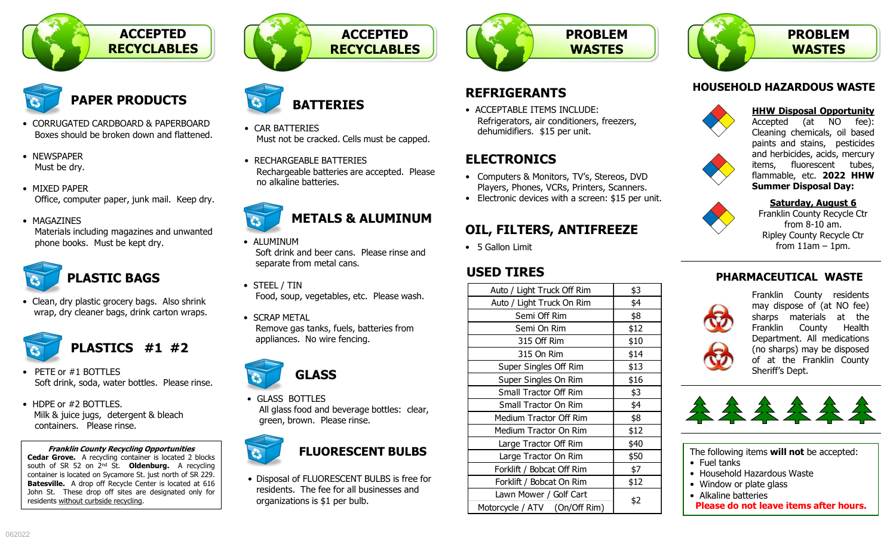# ACCEPTED RECYCLABLES

## PAPER PRODUCTS

- CORRUGATED CARDBOARD & PAPERBOARD
  Boxes should be broken down and flattened.
- NEWSPAPER
  Must be dry.
- MIXED PAPER
  Office, computer paper, junk mail. Keep dry.
- MAGAZINES
  Materials including magazines and unwanted phone books. Must be kept dry.

## PLASTIC BAGS

- Clean, dry plastic grocery bags. Also shrink wrap, dry cleaner bags, drink carton wraps.

## PLASTICS #1 #2

- PETE or #1 BOTTLES
  Soft drink, soda, water bottles. Please rinse.
- HDPE or #2 BOTTLES.
  Milk & juice jugs, detergent & bleach containers. Please rinse.

***Franklin County Recycling Opportunities***

**Cedar Grove.** A recycling container is located 2 blocks south of SR 52 on 2nd St. **Oldenburg.** A recycling container is located on Sycamore St. just north of SR 229. **Batesville.** A drop off Recycle Center is located at 616 John St. These drop off sites are designated only for residents without curbside recycling.

# ACCEPTED RECYCLABLES

## BATTERIES

- CAR BATTERIES
  Must not be cracked. Cells must be capped.
- RECHARGEABLE BATTERIES
  Rechargeable batteries are accepted. Please no alkaline batteries.

## METALS & ALUMINUM

- ALUMINUM
  Soft drink and beer cans. Please rinse and separate from metal cans.
- STEEL / TIN
  Food, soup, vegetables, etc. Please wash.
- SCRAP METAL
  Remove gas tanks, fuels, batteries from appliances. No wire fencing.

## GLASS

- GLASS BOTTLES
  All glass food and beverage bottles: clear, green, brown. Please rinse.

## FLUORESCENT BULBS

- Disposal of FLUORESCENT BULBS is free for residents. The fee for all businesses and organizations is $1 per bulb.

# PROBLEM WASTES

## REFRIGERANTS

- ACCEPTABLE ITEMS INCLUDE:
  Refrigerators, air conditioners, freezers, dehumidifiers. $15 per unit.

## ELECTRONICS

- Computers & Monitors, TV's, Stereos, DVD Players, Phones, VCRs, Printers, Scanners.
- Electronic devices with a screen: $15 per unit.

## OIL, FILTERS, ANTIFREEZE

- 5 Gallon Limit

## USED TIRES

| | |
|---|---|
| Auto / Light Truck Off Rim | $3 |
| Auto / Light Truck On Rim | $4 |
| Semi Off Rim | $8 |
| Semi On Rim | $12 |
| 315 Off Rim | $10 |
| 315 On Rim | $14 |
| Super Singles Off Rim | $13 |
| Super Singles On Rim | $16 |
| Small Tractor Off Rim | $3 |
| Small Tractor On Rim | $4 |
| Medium Tractor Off Rim | $8 |
| Medium Tractor On Rim | $12 |
| Large Tractor Off Rim | $40 |
| Large Tractor On Rim | $50 |
| Forklift / Bobcat Off Rim | $7 |
| Forklift / Bobcat On Rim | $12 |
| Lawn Mower / Golf Cart<br>Motorcycle / ATV (On/Off Rim) | $2 |

# PROBLEM WASTES

## HOUSEHOLD HAZARDOUS WASTE

**HHW Disposal Opportunity**

Accepted (at NO fee): Cleaning chemicals, oil based paints and stains, pesticides and herbicides, acids, mercury items, fluorescent tubes, flammable, etc. **2022 HHW Summer Disposal Day:**

**Saturday, August 6**
Franklin County Recycle Ctr from 8-10 am.
Ripley County Recycle Ctr from 11am – 1pm.

## PHARMACEUTICAL WASTE

Franklin County residents may dispose of (at NO fee) sharps materials at the Franklin County Health Department. All medications (no sharps) may be disposed of at the Franklin County Sheriff's Dept.

The following items **will not** be accepted:

- Fuel tanks
- Household Hazardous Waste
- Window or plate glass
- Alkaline batteries

**Please do not leave items after hours.**

062022